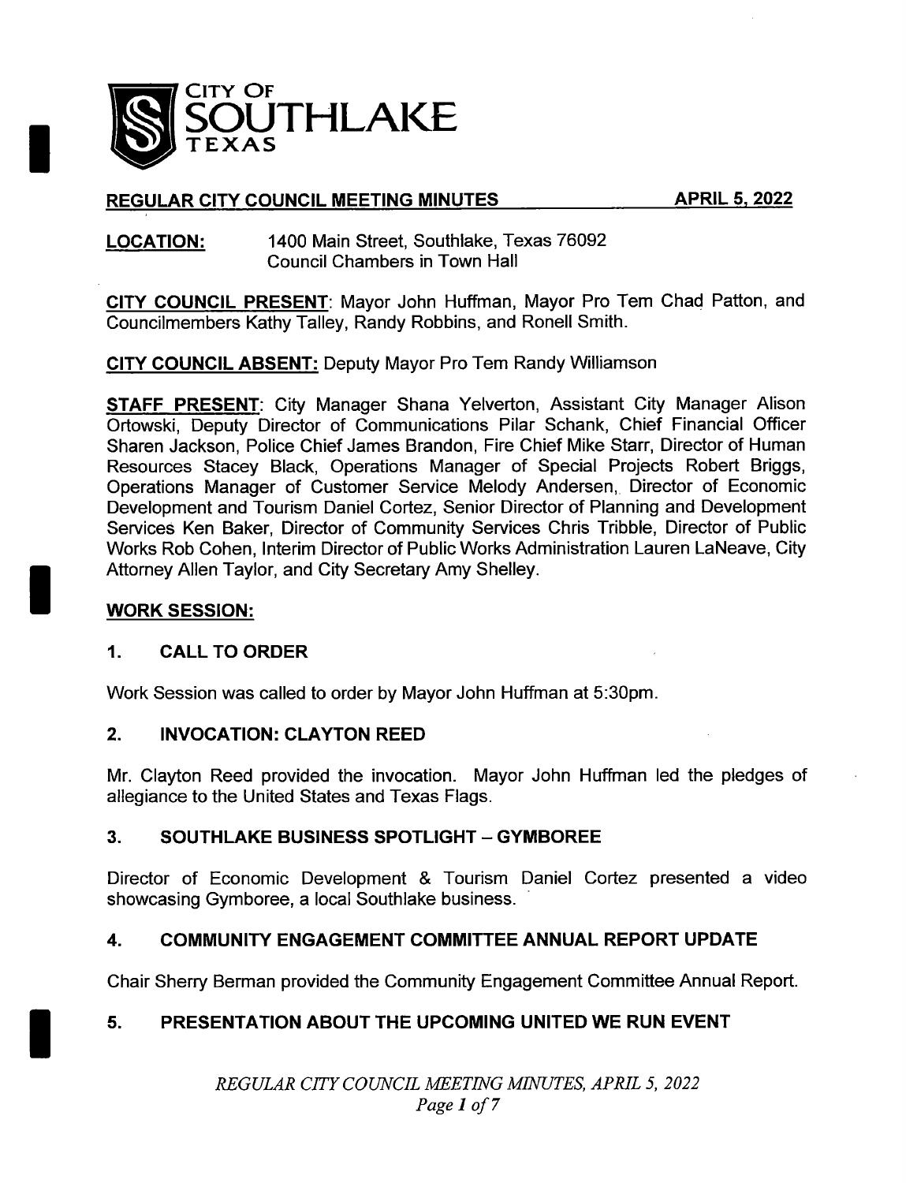CITY OF SOUTHLAKE TEXAS

## REGULAR CITY COUNCIL MEETING MINUTES — APRIL 5, 2022

**LOCATION:** 1400 Main Street, Southlake, Texas 76092
Council Chambers in Town Hall

**CITY COUNCIL PRESENT**: Mayor John Huffman, Mayor Pro Tem Chad Patton, and Councilmembers Kathy Talley, Randy Robbins, and Ronell Smith.

**CITY COUNCIL ABSENT:** Deputy Mayor Pro Tem Randy Williamson

**STAFF PRESENT**: City Manager Shana Yelverton, Assistant City Manager Alison Ortowski, Deputy Director of Communications Pilar Schank, Chief Financial Officer Sharen Jackson, Police Chief James Brandon, Fire Chief Mike Starr, Director of Human Resources Stacey Black, Operations Manager of Special Projects Robert Briggs, Operations Manager of Customer Service Melody Andersen, Director of Economic Development and Tourism Daniel Cortez, Senior Director of Planning and Development Services Ken Baker, Director of Community Services Chris Tribble, Director of Public Works Rob Cohen, Interim Director of Public Works Administration Lauren LaNeave, City Attorney Allen Taylor, and City Secretary Amy Shelley.

### WORK SESSION:

### 1. CALL TO ORDER

Work Session was called to order by Mayor John Huffman at 5:30pm.

### 2. INVOCATION: CLAYTON REED

Mr. Clayton Reed provided the invocation. Mayor John Huffman led the pledges of allegiance to the United States and Texas Flags.

### 3. SOUTHLAKE BUSINESS SPOTLIGHT – GYMBOREE

Director of Economic Development & Tourism Daniel Cortez presented a video showcasing Gymboree, a local Southlake business.

### 4. COMMUNITY ENGAGEMENT COMMITTEE ANNUAL REPORT UPDATE

Chair Sherry Berman provided the Community Engagement Committee Annual Report.

### 5. PRESENTATION ABOUT THE UPCOMING UNITED WE RUN EVENT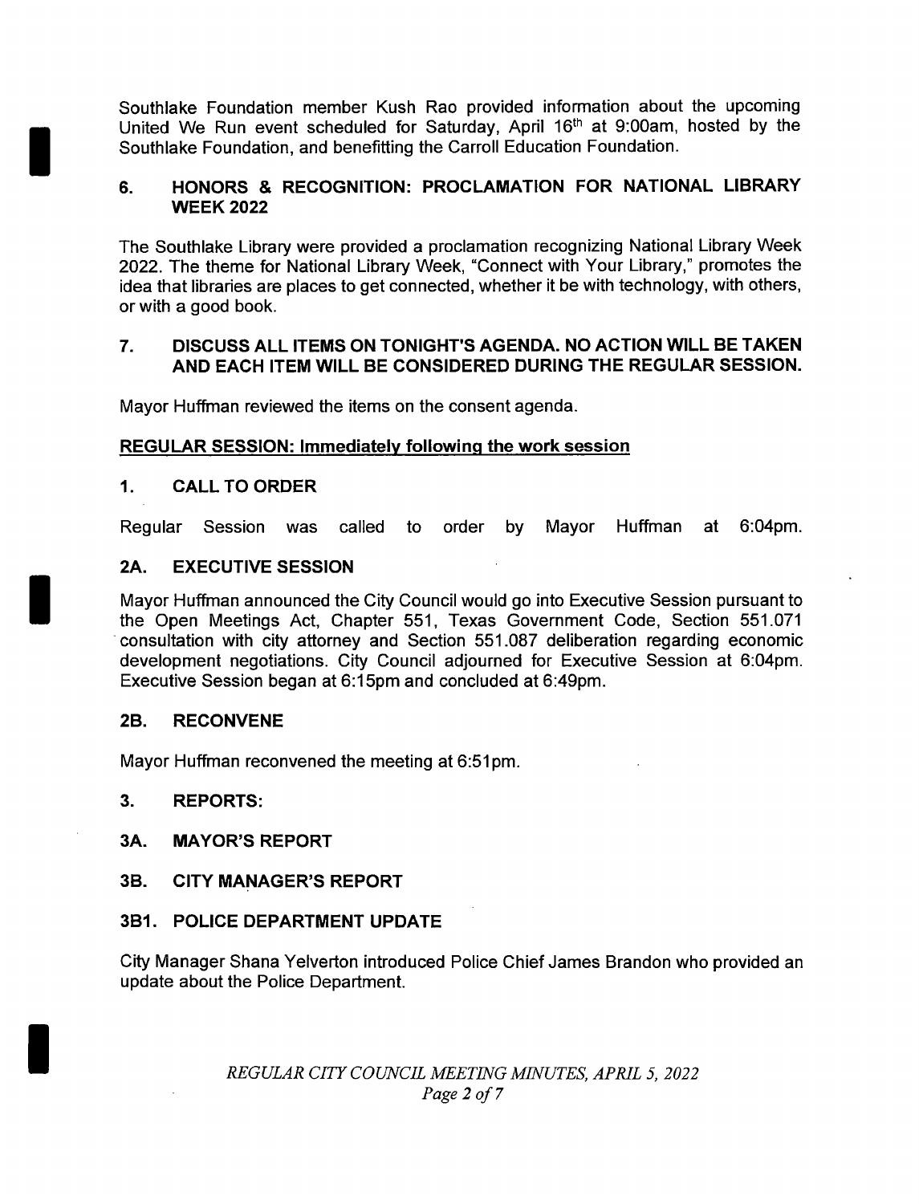Southlake Foundation member Kush Rao provided information about the upcoming United We Run event scheduled for Saturday, April 16th at 9:00am, hosted by the Southlake Foundation, and benefitting the Carroll Education Foundation.

### 6. HONORS & RECOGNITION: PROCLAMATION FOR NATIONAL LIBRARY WEEK 2022

The Southlake Library were provided a proclamation recognizing National Library Week 2022. The theme for National Library Week, "Connect with Your Library," promotes the idea that libraries are places to get connected, whether it be with technology, with others, or with a good book.

### 7. DISCUSS ALL ITEMS ON TONIGHT'S AGENDA. NO ACTION WILL BE TAKEN AND EACH ITEM WILL BE CONSIDERED DURING THE REGULAR SESSION.

Mayor Huffman reviewed the items on the consent agenda.

## REGULAR SESSION: Immediately following the work session

### 1. CALL TO ORDER

Regular Session was called to order by Mayor Huffman at 6:04pm.

### 2A. EXECUTIVE SESSION

Mayor Huffman announced the City Council would go into Executive Session pursuant to the Open Meetings Act, Chapter 551, Texas Government Code, Section 551.071 consultation with city attorney and Section 551.087 deliberation regarding economic development negotiations. City Council adjourned for Executive Session at 6:04pm. Executive Session began at 6:15pm and concluded at 6:49pm.

### 2B. RECONVENE

Mayor Huffman reconvened the meeting at 6:51pm.

### 3. REPORTS:

### 3A. MAYOR'S REPORT

### 3B. CITY MANAGER'S REPORT

### 3B1. POLICE DEPARTMENT UPDATE

City Manager Shana Yelverton introduced Police Chief James Brandon who provided an update about the Police Department.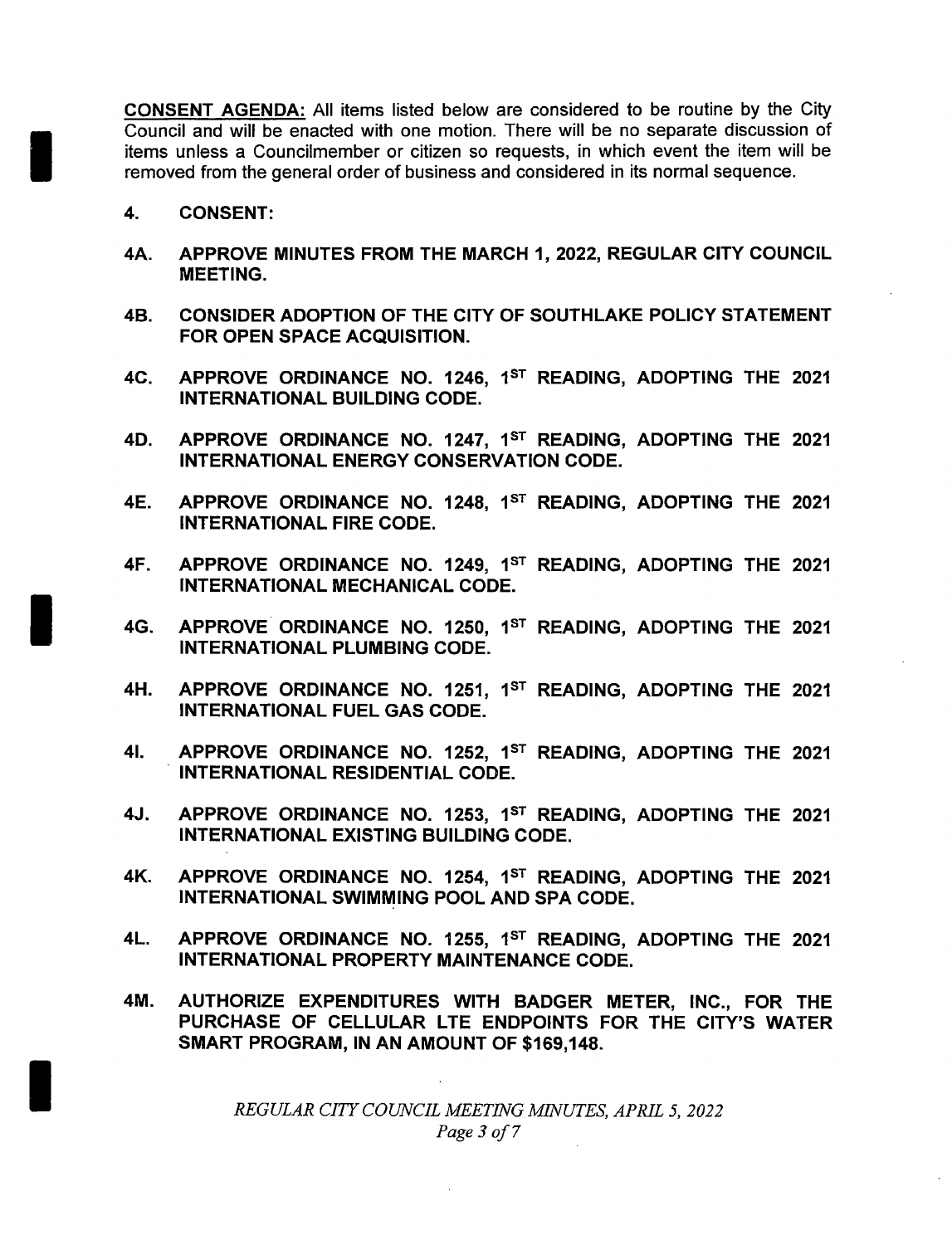**CONSENT AGENDA:** All items listed below are considered to be routine by the City Council and will be enacted with one motion. There will be no separate discussion of items unless a Councilmember or citizen so requests, in which event the item will be removed from the general order of business and considered in its normal sequence.

**4. CONSENT:**

**4A. APPROVE MINUTES FROM THE MARCH 1, 2022, REGULAR CITY COUNCIL MEETING.**

**4B. CONSIDER ADOPTION OF THE CITY OF SOUTHLAKE POLICY STATEMENT FOR OPEN SPACE ACQUISITION.**

**4C. APPROVE ORDINANCE NO. 1246, 1ST READING, ADOPTING THE 2021 INTERNATIONAL BUILDING CODE.**

**4D. APPROVE ORDINANCE NO. 1247, 1ST READING, ADOPTING THE 2021 INTERNATIONAL ENERGY CONSERVATION CODE.**

**4E. APPROVE ORDINANCE NO. 1248, 1ST READING, ADOPTING THE 2021 INTERNATIONAL FIRE CODE.**

**4F. APPROVE ORDINANCE NO. 1249, 1ST READING, ADOPTING THE 2021 INTERNATIONAL MECHANICAL CODE.**

**4G. APPROVE ORDINANCE NO. 1250, 1ST READING, ADOPTING THE 2021 INTERNATIONAL PLUMBING CODE.**

**4H. APPROVE ORDINANCE NO. 1251, 1ST READING, ADOPTING THE 2021 INTERNATIONAL FUEL GAS CODE.**

**4I. APPROVE ORDINANCE NO. 1252, 1ST READING, ADOPTING THE 2021 INTERNATIONAL RESIDENTIAL CODE.**

**4J. APPROVE ORDINANCE NO. 1253, 1ST READING, ADOPTING THE 2021 INTERNATIONAL EXISTING BUILDING CODE.**

**4K. APPROVE ORDINANCE NO. 1254, 1ST READING, ADOPTING THE 2021 INTERNATIONAL SWIMMING POOL AND SPA CODE.**

**4L. APPROVE ORDINANCE NO. 1255, 1ST READING, ADOPTING THE 2021 INTERNATIONAL PROPERTY MAINTENANCE CODE.**

**4M. AUTHORIZE EXPENDITURES WITH BADGER METER, INC., FOR THE PURCHASE OF CELLULAR LTE ENDPOINTS FOR THE CITY'S WATER SMART PROGRAM, IN AN AMOUNT OF $169,148.**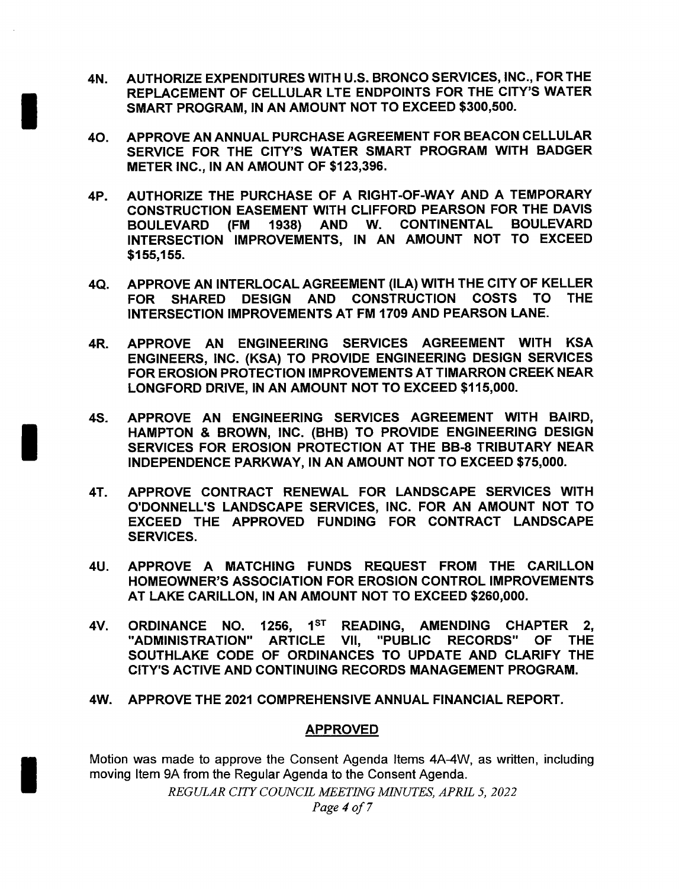4N. AUTHORIZE EXPENDITURES WITH U.S. BRONCO SERVICES, INC., FOR THE REPLACEMENT OF CELLULAR LTE ENDPOINTS FOR THE CITY'S WATER SMART PROGRAM, IN AN AMOUNT NOT TO EXCEED $300,500.

4O. APPROVE AN ANNUAL PURCHASE AGREEMENT FOR BEACON CELLULAR SERVICE FOR THE CITY'S WATER SMART PROGRAM WITH BADGER METER INC., IN AN AMOUNT OF $123,396.

4P. AUTHORIZE THE PURCHASE OF A RIGHT-OF-WAY AND A TEMPORARY CONSTRUCTION EASEMENT WITH CLIFFORD PEARSON FOR THE DAVIS BOULEVARD (FM 1938) AND W. CONTINENTAL BOULEVARD INTERSECTION IMPROVEMENTS, IN AN AMOUNT NOT TO EXCEED $155,155.

4Q. APPROVE AN INTERLOCAL AGREEMENT (ILA) WITH THE CITY OF KELLER FOR SHARED DESIGN AND CONSTRUCTION COSTS TO THE INTERSECTION IMPROVEMENTS AT FM 1709 AND PEARSON LANE.

4R. APPROVE AN ENGINEERING SERVICES AGREEMENT WITH KSA ENGINEERS, INC. (KSA) TO PROVIDE ENGINEERING DESIGN SERVICES FOR EROSION PROTECTION IMPROVEMENTS AT TIMARRON CREEK NEAR LONGFORD DRIVE, IN AN AMOUNT NOT TO EXCEED $115,000.

4S. APPROVE AN ENGINEERING SERVICES AGREEMENT WITH BAIRD, HAMPTON & BROWN, INC. (BHB) TO PROVIDE ENGINEERING DESIGN SERVICES FOR EROSION PROTECTION AT THE BB-8 TRIBUTARY NEAR INDEPENDENCE PARKWAY, IN AN AMOUNT NOT TO EXCEED $75,000.

4T. APPROVE CONTRACT RENEWAL FOR LANDSCAPE SERVICES WITH O'DONNELL'S LANDSCAPE SERVICES, INC. FOR AN AMOUNT NOT TO EXCEED THE APPROVED FUNDING FOR CONTRACT LANDSCAPE SERVICES.

4U. APPROVE A MATCHING FUNDS REQUEST FROM THE CARILLON HOMEOWNER'S ASSOCIATION FOR EROSION CONTROL IMPROVEMENTS AT LAKE CARILLON, IN AN AMOUNT NOT TO EXCEED $260,000.

4V. ORDINANCE NO. 1256, 1ST READING, AMENDING CHAPTER 2, "ADMINISTRATION" ARTICLE VII, "PUBLIC RECORDS" OF THE SOUTHLAKE CODE OF ORDINANCES TO UPDATE AND CLARIFY THE CITY'S ACTIVE AND CONTINUING RECORDS MANAGEMENT PROGRAM.

4W. APPROVE THE 2021 COMPREHENSIVE ANNUAL FINANCIAL REPORT.

**APPROVED**

Motion was made to approve the Consent Agenda Items 4A-4W, as written, including moving Item 9A from the Regular Agenda to the Consent Agenda.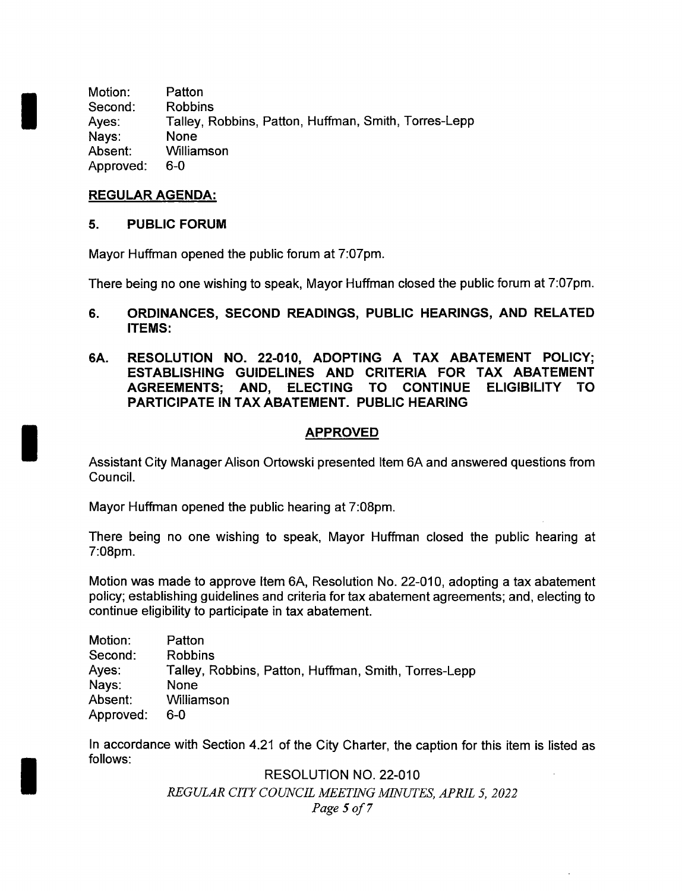Motion: Patton
Second: Robbins
Ayes: Talley, Robbins, Patton, Huffman, Smith, Torres-Lepp
Nays: None
Absent: Williamson
Approved: 6-0

**REGULAR AGENDA:**

**5. PUBLIC FORUM**

Mayor Huffman opened the public forum at 7:07pm.

There being no one wishing to speak, Mayor Huffman closed the public forum at 7:07pm.

**6. ORDINANCES, SECOND READINGS, PUBLIC HEARINGS, AND RELATED ITEMS:**

**6A. RESOLUTION NO. 22-010, ADOPTING A TAX ABATEMENT POLICY; ESTABLISHING GUIDELINES AND CRITERIA FOR TAX ABATEMENT AGREEMENTS; AND, ELECTING TO CONTINUE ELIGIBILITY TO PARTICIPATE IN TAX ABATEMENT. PUBLIC HEARING**

**APPROVED**

Assistant City Manager Alison Ortowski presented Item 6A and answered questions from Council.

Mayor Huffman opened the public hearing at 7:08pm.

There being no one wishing to speak, Mayor Huffman closed the public hearing at 7:08pm.

Motion was made to approve Item 6A, Resolution No. 22-010, adopting a tax abatement policy; establishing guidelines and criteria for tax abatement agreements; and, electing to continue eligibility to participate in tax abatement.

Motion: Patton
Second: Robbins
Ayes: Talley, Robbins, Patton, Huffman, Smith, Torres-Lepp
Nays: None
Absent: Williamson
Approved: 6-0

In accordance with Section 4.21 of the City Charter, the caption for this item is listed as follows:

RESOLUTION NO. 22-010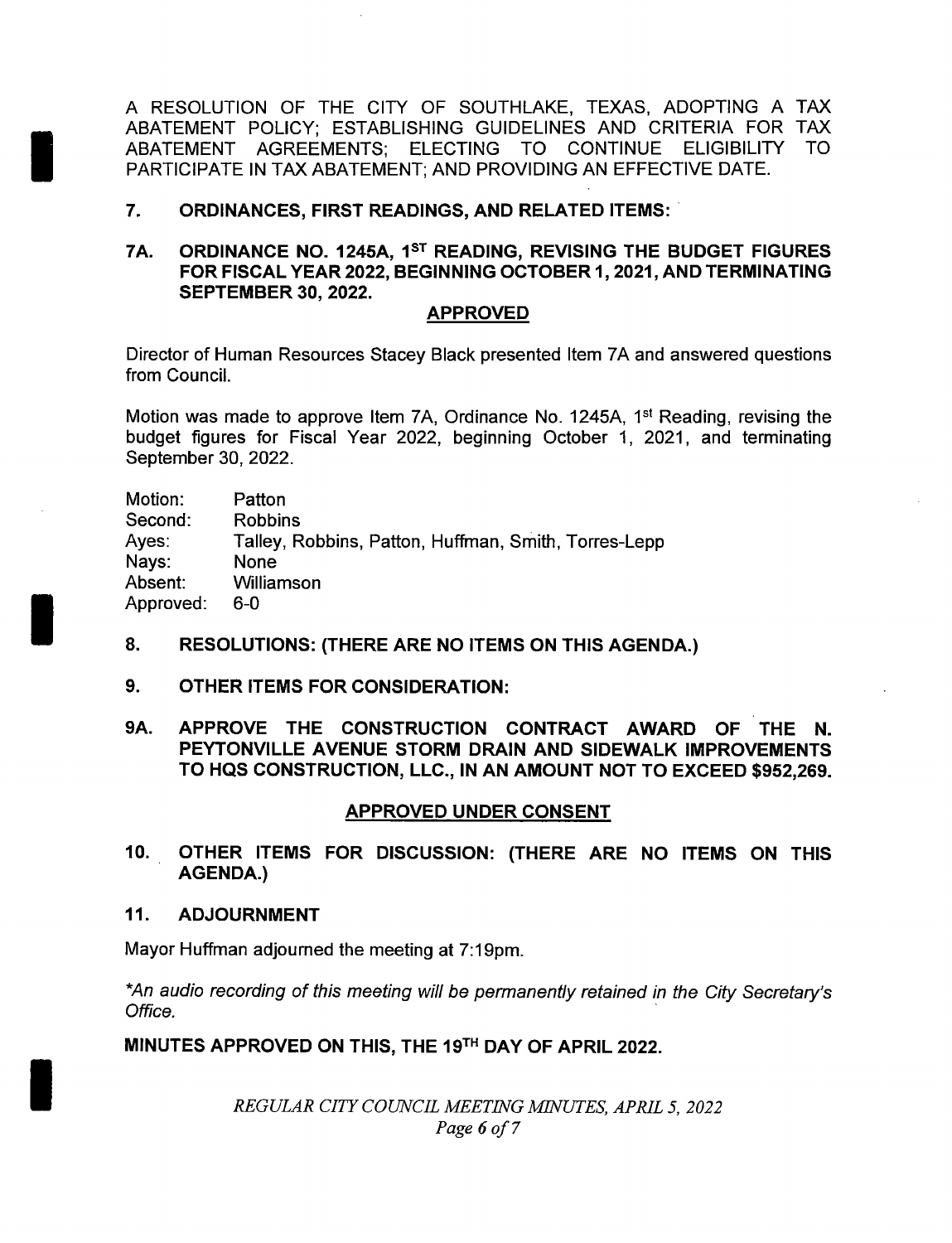A RESOLUTION OF THE CITY OF SOUTHLAKE, TEXAS, ADOPTING A TAX ABATEMENT POLICY; ESTABLISHING GUIDELINES AND CRITERIA FOR TAX ABATEMENT AGREEMENTS; ELECTING TO CONTINUE ELIGIBILITY TO PARTICIPATE IN TAX ABATEMENT; AND PROVIDING AN EFFECTIVE DATE.

## 7. ORDINANCES, FIRST READINGS, AND RELATED ITEMS:

## 7A. ORDINANCE NO. 1245A, 1ST READING, REVISING THE BUDGET FIGURES FOR FISCAL YEAR 2022, BEGINNING OCTOBER 1, 2021, AND TERMINATING SEPTEMBER 30, 2022.

**APPROVED**

Director of Human Resources Stacey Black presented Item 7A and answered questions from Council.

Motion was made to approve Item 7A, Ordinance No. 1245A, 1st Reading, revising the budget figures for Fiscal Year 2022, beginning October 1, 2021, and terminating September 30, 2022.

Motion: Patton
Second: Robbins
Ayes: Talley, Robbins, Patton, Huffman, Smith, Torres-Lepp
Nays: None
Absent: Williamson
Approved: 6-0

## 8. RESOLUTIONS: (THERE ARE NO ITEMS ON THIS AGENDA.)

## 9. OTHER ITEMS FOR CONSIDERATION:

## 9A. APPROVE THE CONSTRUCTION CONTRACT AWARD OF THE N. PEYTONVILLE AVENUE STORM DRAIN AND SIDEWALK IMPROVEMENTS TO HQS CONSTRUCTION, LLC., IN AN AMOUNT NOT TO EXCEED $952,269.

**APPROVED UNDER CONSENT**

## 10. OTHER ITEMS FOR DISCUSSION: (THERE ARE NO ITEMS ON THIS AGENDA.)

## 11. ADJOURNMENT

Mayor Huffman adjourned the meeting at 7:19pm.

*\*An audio recording of this meeting will be permanently retained in the City Secretary's Office.*

**MINUTES APPROVED ON THIS, THE 19TH DAY OF APRIL 2022.**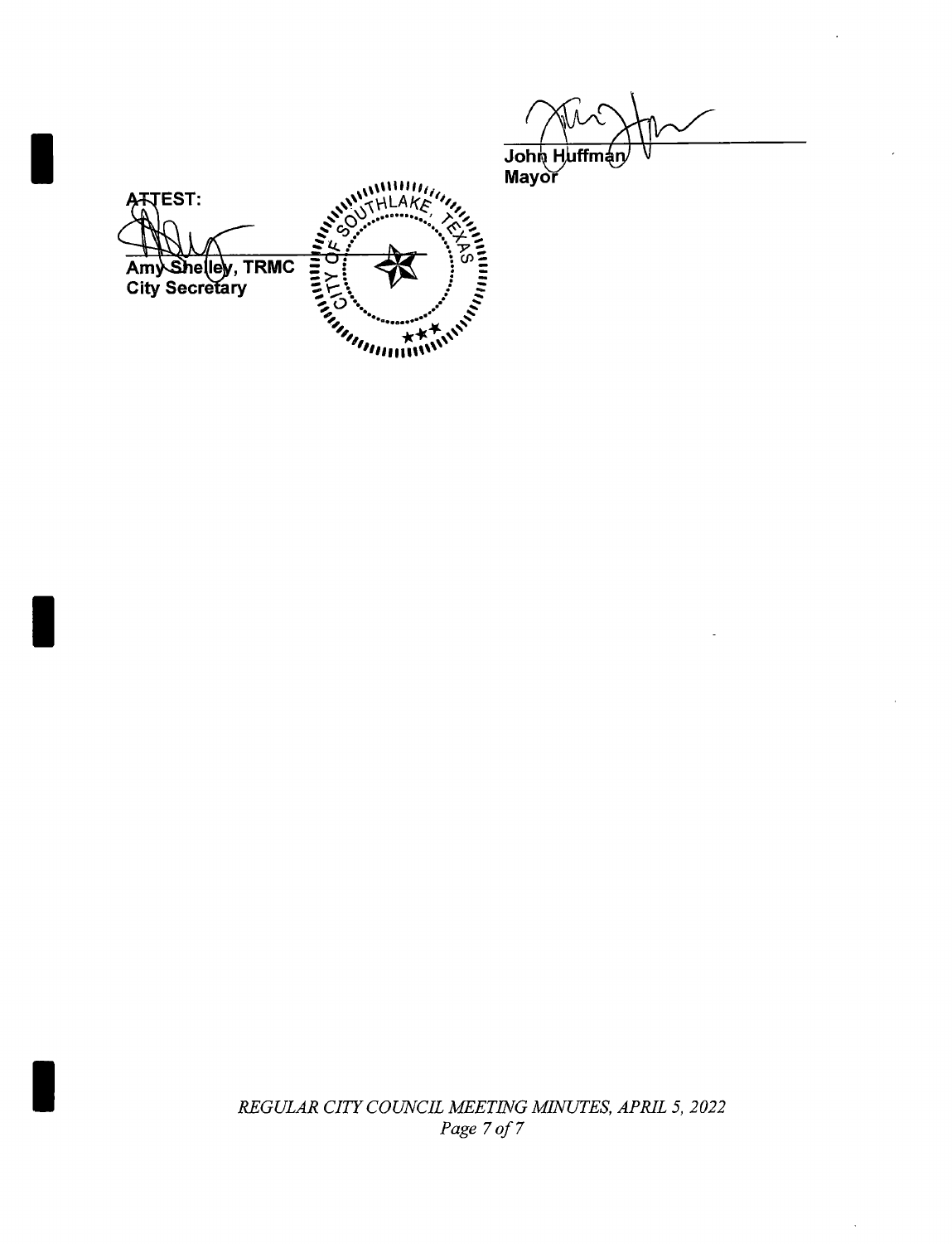John Huffman
Mayor

ATTEST:

Amy Shelley, TRMC
City Secretary